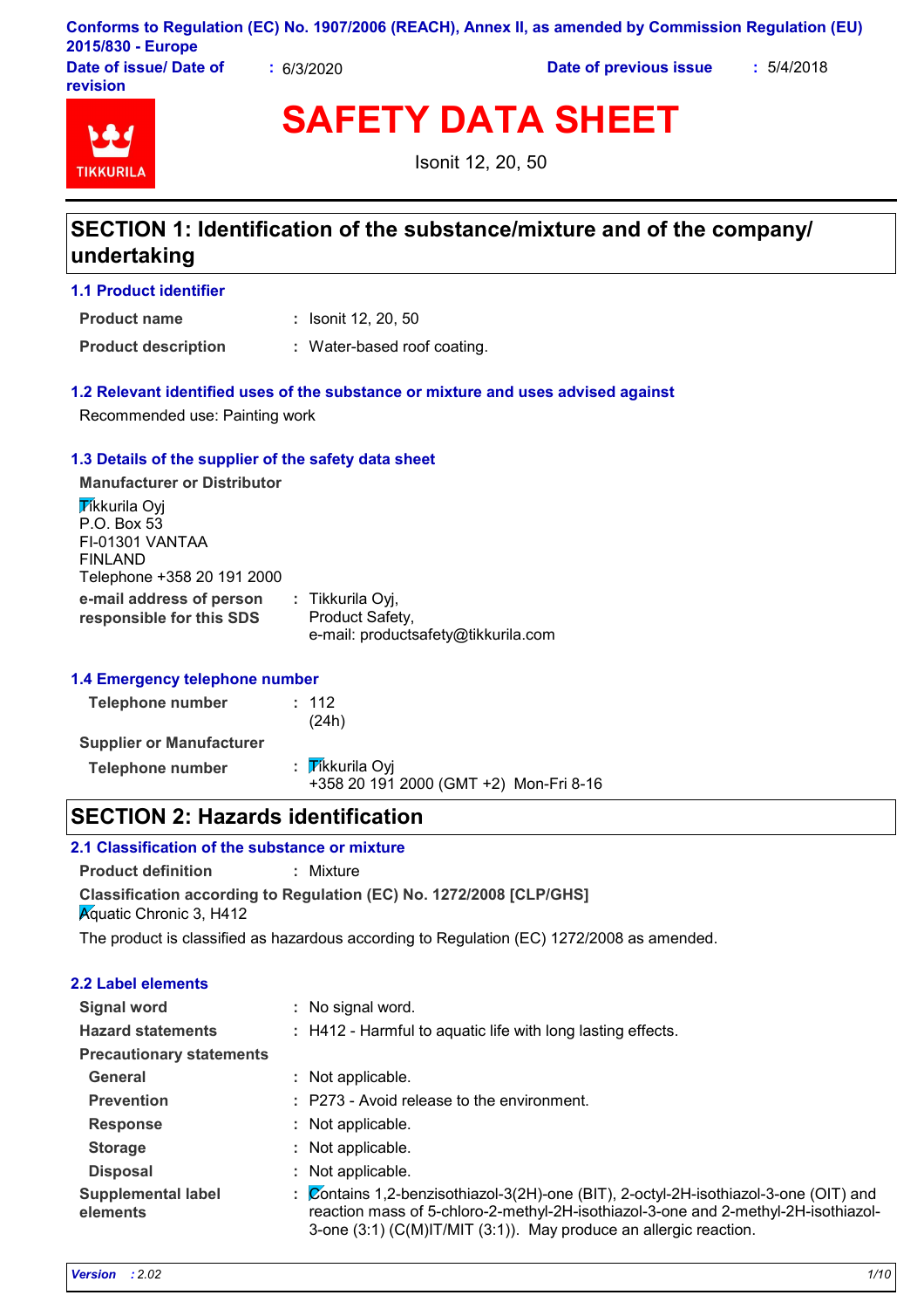Conforms to Regulation (EC) No. 1907/2006 (REACH), Annex II, as amended by Commission Regulation (EU) 2015/830 - Europe

| Date of issue/ Date of revision | : 6/3/2020 | Date of previous issue | : 5/4/2018 |
|---|---|---|---|

TIKKURILA

# SAFETY DATA SHEET

Isonit 12, 20, 50

## SECTION 1: Identification of the substance/mixture and the company/ undertaking

### 1.1 Product identifier

**Product name** : Isonit 12, 20, 50

**Product description** : Water-based roof coating.

### 1.2 Relevant identified uses of the substance or mixture and uses advised against

Recommended use: Painting work

### 1.3 Details of the supplier of the safety data sheet

**Manufacturer or Distributor**

Tikkurila Oyj
P.O. Box 53
FI-01301 VANTAA
FINLAND
Telephone +358 20 191 2000

**e-mail address of person responsible for this SDS** : Tikkurila Oyj,
Product Safety,
e-mail: productsafety@tikkurila.com

### 1.4 Emergency telephone number

**Telephone number** : 112
(24h)

**Supplier or Manufacturer**

**Telephone number** : Tikkurila Oyj
+358 20 191 2000 (GMT +2) Mon-Fri 8-16

## SECTION 2: Hazards identification

### 2.1 Classification of the substance or mixture

**Product definition** : Mixture

**Classification according to Regulation (EC) No. 1272/2008 [CLP/GHS]**

Aquatic Chronic 3, H412

The product is classified as hazardous according to Regulation (EC) 1272/2008 as amended.

### 2.2 Label elements

**Signal word** : No signal word.

**Hazard statements** : H412 - Harmful to aquatic life with long lasting effects.

**Precautionary statements**

**General** : Not applicable.

**Prevention** : P273 - Avoid release to the environment.

**Response** : Not applicable.

**Storage** : Not applicable.

**Disposal** : Not applicable.

**Supplemental label elements** : Contains 1,2-benzisothiazol-3(2H)-one (BIT), 2-octyl-2H-isothiazol-3-one (OIT) and reaction mass of 5-chloro-2-methyl-2H-isothiazol-3-one and 2-methyl-2H-isothiazol-3-one (3:1) (C(M)IT/MIT (3:1)). May produce an allergic reaction.

*Version* : 2.02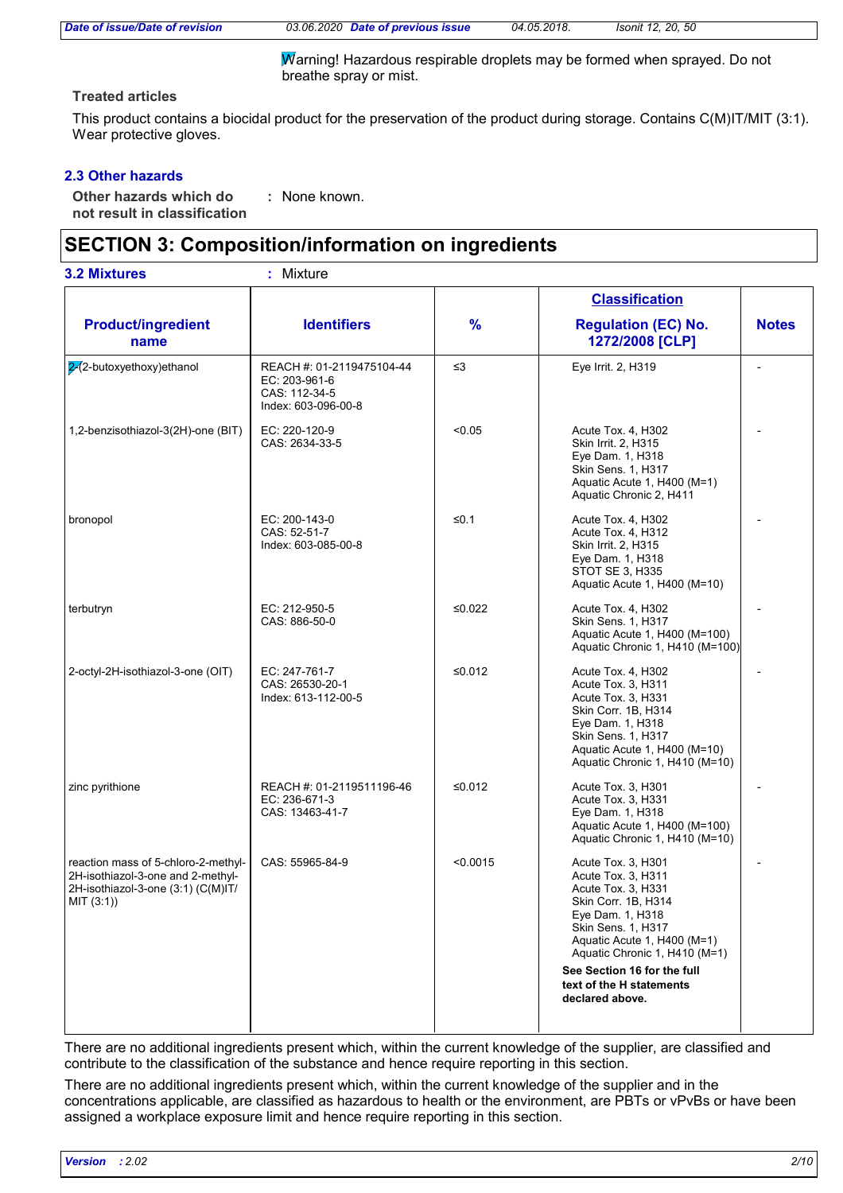Warning! Hazardous respirable droplets may be formed when sprayed. Do not breathe spray or mist.

**Treated articles**

This product contains a biocidal product for the preservation of the product during storage. Contains C(M)IT/MIT (3:1). Wear protective gloves.

### 2.3 Other hazards

**Other hazards which do not result in classification** : None known.

## SECTION 3: Composition/information on ingredients

**3.2 Mixtures** : Mixture

| Product/ingredient name | Identifiers | % | Classification Regulation (EC) No. 1272/2008 [CLP] | Notes |
|---|---|---|---|---|
| 2-(2-butoxyethoxy)ethanol | REACH #: 01-2119475104-44<br>EC: 203-961-6<br>CAS: 112-34-5<br>Index: 603-096-00-8 | ≤3 | Eye Irrit. 2, H319 | - |
| 1,2-benzisothiazol-3(2H)-one (BIT) | EC: 220-120-9<br>CAS: 2634-33-5 | <0.05 | Acute Tox. 4, H302<br>Skin Irrit. 2, H315<br>Eye Dam. 1, H318<br>Skin Sens. 1, H317<br>Aquatic Acute 1, H400 (M=1)<br>Aquatic Chronic 2, H411 | - |
| bronopol | EC: 200-143-0<br>CAS: 52-51-7<br>Index: 603-085-00-8 | ≤0.1 | Acute Tox. 4, H302<br>Acute Tox. 4, H312<br>Skin Irrit. 2, H315<br>Eye Dam. 1, H318<br>STOT SE 3, H335<br>Aquatic Acute 1, H400 (M=10) | - |
| terbutryn | EC: 212-950-5<br>CAS: 886-50-0 | ≤0.022 | Acute Tox. 4, H302<br>Skin Sens. 1, H317<br>Aquatic Acute 1, H400 (M=100)<br>Aquatic Chronic 1, H410 (M=100) | - |
| 2-octyl-2H-isothiazol-3-one (OIT) | EC: 247-761-7<br>CAS: 26530-20-1<br>Index: 613-112-00-5 | ≤0.012 | Acute Tox. 4, H302<br>Acute Tox. 3, H311<br>Acute Tox. 3, H331<br>Skin Corr. 1B, H314<br>Eye Dam. 1, H318<br>Skin Sens. 1, H317<br>Aquatic Acute 1, H400 (M=10)<br>Aquatic Chronic 1, H410 (M=10) | - |
| zinc pyrithione | REACH #: 01-2119511196-46<br>EC: 236-671-3<br>CAS: 13463-41-7 | ≤0.012 | Acute Tox. 3, H301<br>Acute Tox. 3, H331<br>Eye Dam. 1, H318<br>Aquatic Acute 1, H400 (M=100)<br>Aquatic Chronic 1, H410 (M=10) | - |
| reaction mass of 5-chloro-2-methyl-2H-isothiazol-3-one and 2-methyl-2H-isothiazol-3-one (3:1) (C(M)IT/MIT (3:1)) | CAS: 55965-84-9 | <0.0015 | Acute Tox. 3, H301<br>Acute Tox. 3, H311<br>Acute Tox. 3, H331<br>Skin Corr. 1B, H314<br>Eye Dam. 1, H318<br>Skin Sens. 1, H317<br>Aquatic Acute 1, H400 (M=1)<br>Aquatic Chronic 1, H410 (M=1)<br>**See Section 16 for the full text of the H statements declared above.** | - |

There are no additional ingredients present which, within the current knowledge of the supplier, are classified and contribute to the classification of the substance and hence require reporting in this section.

There are no additional ingredients present which, within the current knowledge of the supplier and in the concentrations applicable, are classified as hazardous to health or the environment, are PBTs or vPvBs or have been assigned a workplace exposure limit and hence require reporting in this section.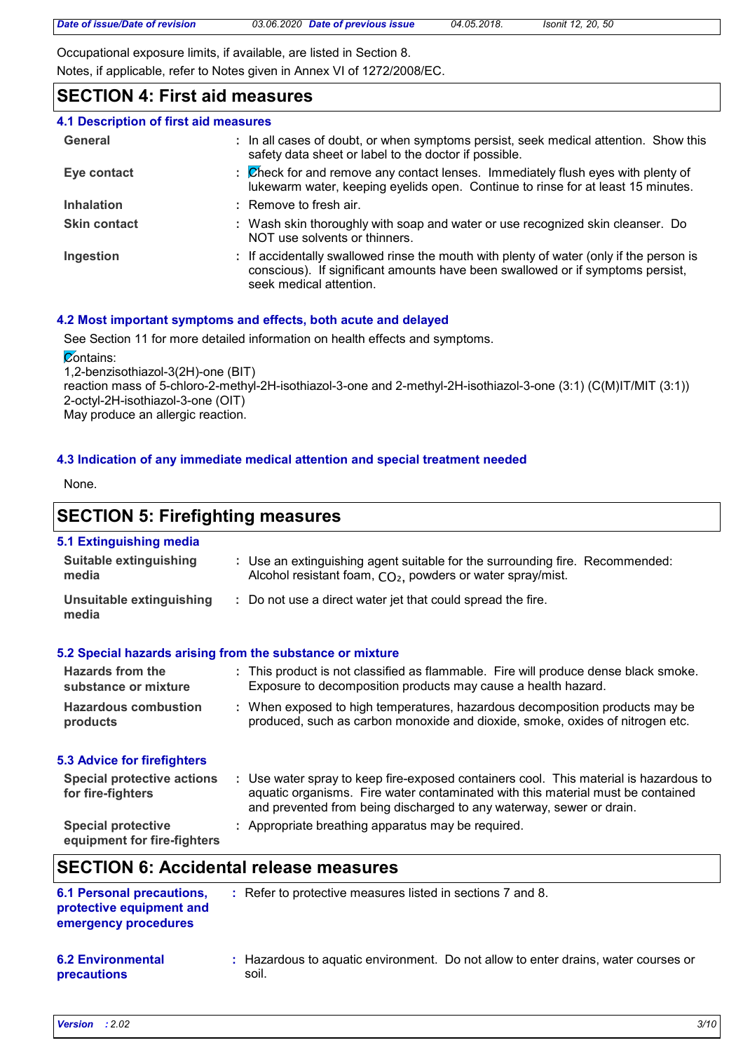Occupational exposure limits, if available, are listed in Section 8.

Notes, if applicable, refer to Notes given in Annex VI of 1272/2008/EC.

## SECTION 4: First aid measures

### 4.1 Description of first aid measures

**General** : In all cases of doubt, or when symptoms persist, seek medical attention. Show this safety data sheet or label to the doctor if possible.

**Eye contact** : Check for and remove any contact lenses. Immediately flush eyes with plenty of lukewarm water, keeping eyelids open. Continue to rinse for at least 15 minutes.

**Inhalation** : Remove to fresh air.

**Skin contact** : Wash skin thoroughly with soap and water or use recognized skin cleanser. Do NOT use solvents or thinners.

**Ingestion** : If accidentally swallowed rinse the mouth with plenty of water (only if the person is conscious). If significant amounts have been swallowed or if symptoms persist, seek medical attention.

### 4.2 Most important symptoms and effects, both acute and delayed

See Section 11 for more detailed information on health effects and symptoms.

Contains:
1,2-benzisothiazol-3(2H)-one (BIT)
reaction mass of 5-chloro-2-methyl-2H-isothiazol-3-one and 2-methyl-2H-isothiazol-3-one (3:1) (C(M)IT/MIT (3:1))
2-octyl-2H-isothiazol-3-one (OIT)
May produce an allergic reaction.

### 4.3 Indication of any immediate medical attention and special treatment needed

None.

## SECTION 5: Firefighting measures

### 5.1 Extinguishing media

**Suitable extinguishing media** : Use an extinguishing agent suitable for the surrounding fire. Recommended: Alcohol resistant foam, $CO_2$, powders or water spray/mist.

**Unsuitable extinguishing media** : Do not use a direct water jet that could spread the fire.

### 5.2 Special hazards arising from the substance or mixture

**Hazards from the substance or mixture** : This product is not classified as flammable. Fire will produce dense black smoke. Exposure to decomposition products may cause a health hazard.

**Hazardous combustion products** : When exposed to high temperatures, hazardous decomposition products may be produced, such as carbon monoxide and dioxide, smoke, oxides of nitrogen etc.

### 5.3 Advice for firefighters

**Special protective actions for fire-fighters** : Use water spray to keep fire-exposed containers cool. This material is hazardous to aquatic organisms. Fire water contaminated with this material must be contained and prevented from being discharged to any waterway, sewer or drain.

**Special protective equipment for fire-fighters** : Appropriate breathing apparatus may be required.

## SECTION 6: Accidental release measures

**6.1 Personal precautions, protective equipment and emergency procedures** : Refer to protective measures listed in sections 7 and 8.

**6.2 Environmental precautions** : Hazardous to aquatic environment. Do not allow to enter drains, water courses or soil.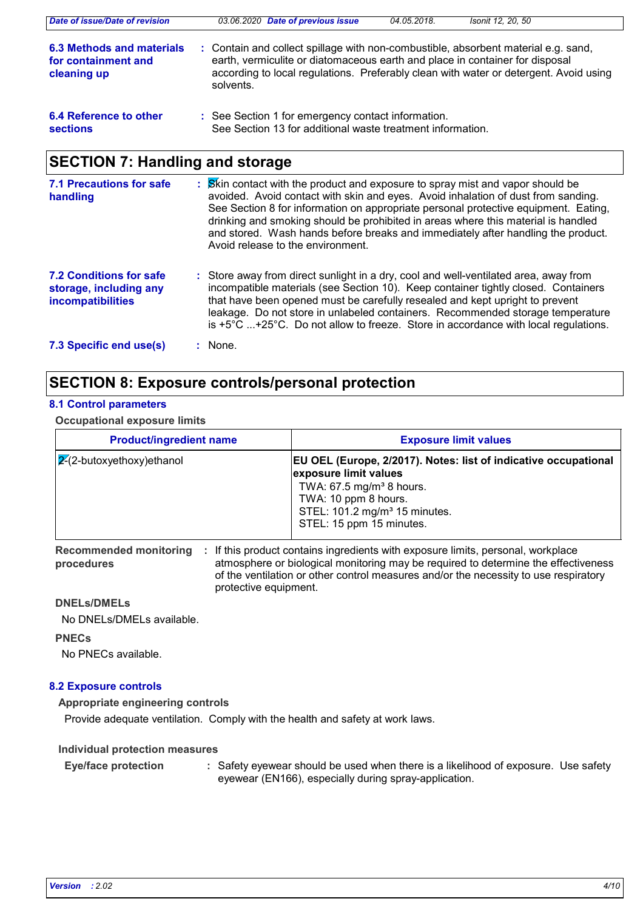**6.3 Methods and materials for containment and cleaning up** : Contain and collect spillage with non-combustible, absorbent material e.g. sand, earth, vermiculite or diatomaceous earth and place in container for disposal according to local regulations. Preferably clean with water or detergent. Avoid using solvents.

**6.4 Reference to other sections** : See Section 1 for emergency contact information.
See Section 13 for additional waste treatment information.

## SECTION 7: Handling and storage

**7.1 Precautions for safe handling** : Skin contact with the product and exposure to spray mist and vapor should be avoided. Avoid contact with skin and eyes. Avoid inhalation of dust from sanding. See Section 8 for information on appropriate personal protective equipment. Eating, drinking and smoking should be prohibited in areas where this material is handled and stored. Wash hands before breaks and immediately after handling the product. Avoid release to the environment.

**7.2 Conditions for safe storage, including any incompatibilities** : Store away from direct sunlight in a dry, cool and well-ventilated area, away from incompatible materials (see Section 10). Keep container tightly closed. Containers that have been opened must be carefully resealed and kept upright to prevent leakage. Do not store in unlabeled containers. Recommended storage temperature is +5°C ...+25°C. Do not allow to freeze. Store in accordance with local regulations.

**7.3 Specific end use(s)** : None.

## SECTION 8: Exposure controls/personal protection

### 8.1 Control parameters

**Occupational exposure limits**

| Product/ingredient name | Exposure limit values |
|---|---|
| 2-(2-butoxyethoxy)ethanol | **EU OEL (Europe, 2/2017). Notes: list of indicative occupational exposure limit values**<br>TWA: 67.5 mg/m³ 8 hours.<br>TWA: 10 ppm 8 hours.<br>STEL: 101.2 mg/m³ 15 minutes.<br>STEL: 15 ppm 15 minutes. |

**Recommended monitoring procedures** : If this product contains ingredients with exposure limits, personal, workplace atmosphere or biological monitoring may be required to determine the effectiveness of the ventilation or other control measures and/or the necessity to use respiratory protective equipment.

**DNELs/DMELs**

No DNELs/DMELs available.

**PNECs**

No PNECs available.

### 8.2 Exposure controls

**Appropriate engineering controls**

Provide adequate ventilation. Comply with the health and safety at work laws.

**Individual protection measures**

**Eye/face protection** : Safety eyewear should be used when there is a likelihood of exposure. Use safety eyewear (EN166), especially during spray-application.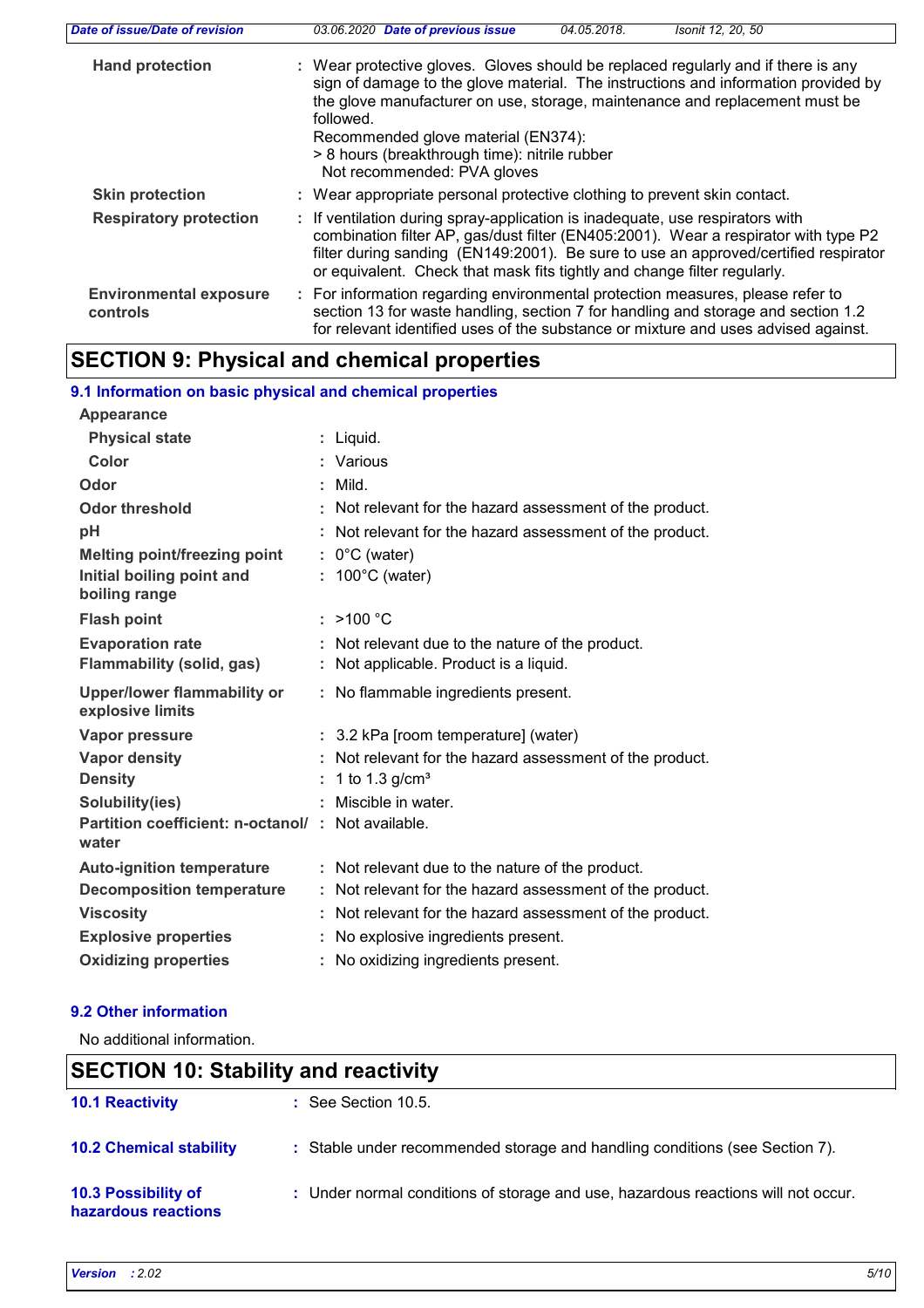**Hand protection** : Wear protective gloves. Gloves should be replaced regularly and if there is any sign of damage to the glove material. The instructions and information provided by the glove manufacturer on use, storage, maintenance and replacement must be followed.
Recommended glove material (EN374):
> 8 hours (breakthrough time): nitrile rubber
Not recommended: PVA gloves

**Skin protection** : Wear appropriate personal protective clothing to prevent skin contact.

**Respiratory protection** : If ventilation during spray-application is inadequate, use respirators with combination filter AP, gas/dust filter (EN405:2001). Wear a respirator with type P2 filter during sanding (EN149:2001). Be sure to use an approved/certified respirator or equivalent. Check that mask fits tightly and change filter regularly.

**Environmental exposure controls** : For information regarding environmental protection measures, please refer to section 13 for waste handling, section 7 for handling and storage and section 1.2 for relevant identified uses of the substance or mixture and uses advised against.

# SECTION 9: Physical and chemical properties

## 9.1 Information on basic physical and chemical properties

**Appearance**

| Property | Value |
|---|---|
| **Physical state** | Liquid. |
| **Color** | Various |
| **Odor** | Mild. |
| **Odor threshold** | Not relevant for the hazard assessment of the product. |
| **pH** | Not relevant for the hazard assessment of the product. |
| **Melting point/freezing point** | 0°C (water) |
| **Initial boiling point and boiling range** | 100°C (water) |
| **Flash point** | >100 °C |
| **Evaporation rate** | Not relevant due to the nature of the product. |
| **Flammability (solid, gas)** | Not applicable. Product is a liquid. |
| **Upper/lower flammability or explosive limits** | No flammable ingredients present. |
| **Vapor pressure** | 3.2 kPa [room temperature] (water) |
| **Vapor density** | Not relevant for the hazard assessment of the product. |
| **Density** | 1 to 1.3 g/cm³ |
| **Solubility(ies)** | Miscible in water. |
| **Partition coefficient: n-octanol/ water** | Not available. |
| **Auto-ignition temperature** | Not relevant due to the nature of the product. |
| **Decomposition temperature** | Not relevant for the hazard assessment of the product. |
| **Viscosity** | Not relevant for the hazard assessment of the product. |
| **Explosive properties** | No explosive ingredients present. |
| **Oxidizing properties** | No oxidizing ingredients present. |

## 9.2 Other information

No additional information.

# SECTION 10: Stability and reactivity

**10.1 Reactivity** : See Section 10.5.

**10.2 Chemical stability** : Stable under recommended storage and handling conditions (see Section 7).

**10.3 Possibility of hazardous reactions** : Under normal conditions of storage and use, hazardous reactions will not occur.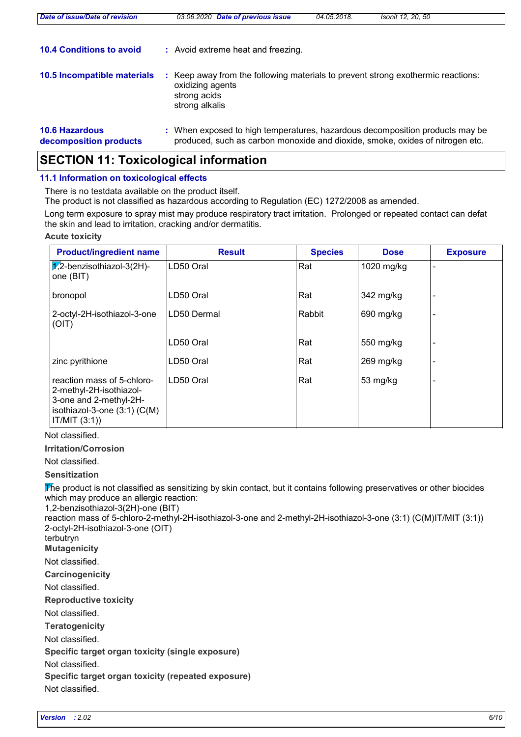**10.4 Conditions to avoid** : Avoid extreme heat and freezing.

**10.5 Incompatible materials** : Keep away from the following materials to prevent strong exothermic reactions:
oxidizing agents
strong acids
strong alkalis

**10.6 Hazardous decomposition products** : When exposed to high temperatures, hazardous decomposition products may be produced, such as carbon monoxide and dioxide, smoke, oxides of nitrogen etc.

## SECTION 11: Toxicological information

### 11.1 Information on toxicological effects

There is no testdata available on the product itself.
The product is not classified as hazardous according to Regulation (EC) 1272/2008 as amended.

Long term exposure to spray mist may produce respiratory tract irritation. Prolonged or repeated contact can defat the skin and lead to irritation, cracking and/or dermatitis.

**Acute toxicity**

| Product/ingredient name | Result | Species | Dose | Exposure |
|---|---|---|---|---|
| 1,2-benzisothiazol-3(2H)-one (BIT) | LD50 Oral | Rat | 1020 mg/kg | - |
| bronopol | LD50 Oral | Rat | 342 mg/kg | - |
| 2-octyl-2H-isothiazol-3-one (OIT) | LD50 Dermal | Rabbit | 690 mg/kg | - |
| | LD50 Oral | Rat | 550 mg/kg | - |
| zinc pyrithione | LD50 Oral | Rat | 269 mg/kg | - |
| reaction mass of 5-chloro-2-methyl-2H-isothiazol-3-one and 2-methyl-2H-isothiazol-3-one (3:1) (C(M)IT/MIT (3:1)) | LD50 Oral | Rat | 53 mg/kg | - |

Not classified.

**Irritation/Corrosion**

Not classified.

**Sensitization**

The product is not classified as sensitizing by skin contact, but it contains following preservatives or other biocides which may produce an allergic reaction:
1,2-benzisothiazol-3(2H)-one (BIT)
reaction mass of 5-chloro-2-methyl-2H-isothiazol-3-one and 2-methyl-2H-isothiazol-3-one (3:1) (C(M)IT/MIT (3:1))
2-octyl-2H-isothiazol-3-one (OIT)
terbutryn

**Mutagenicity**

Not classified.

**Carcinogenicity**

Not classified.

**Reproductive toxicity**

Not classified.

**Teratogenicity**

Not classified.

**Specific target organ toxicity (single exposure)**

Not classified.

**Specific target organ toxicity (repeated exposure)**

Not classified.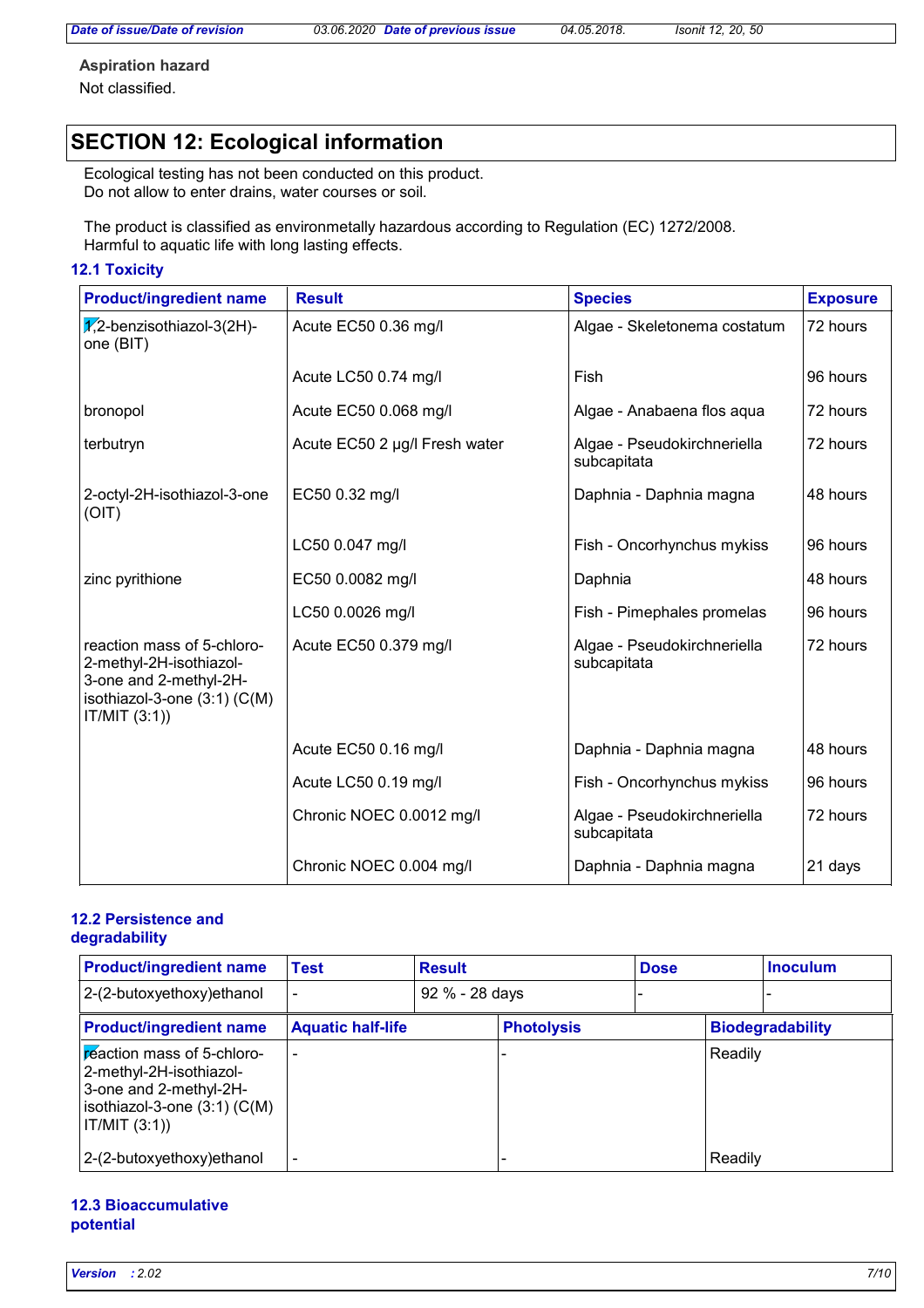**Aspiration hazard**

Not classified.

## SECTION 12: Ecological information

Ecological testing has not been conducted on this product.
Do not allow to enter drains, water courses or soil.

The product is classified as environmetally hazardous according to Regulation (EC) 1272/2008.
Harmful to aquatic life with long lasting effects.

### 12.1 Toxicity

| Product/ingredient name | Result | Species | Exposure |
|---|---|---|---|
| 1,2-benzisothiazol-3(2H)-one (BIT) | Acute EC50 0.36 mg/l | Algae - Skeletonema costatum | 72 hours |
| | Acute LC50 0.74 mg/l | Fish | 96 hours |
| bronopol | Acute EC50 0.068 mg/l | Algae - Anabaena flos aqua | 72 hours |
| terbutryn | Acute EC50 2 µg/l Fresh water | Algae - Pseudokirchneriella subcapitata | 72 hours |
| 2-octyl-2H-isothiazol-3-one (OIT) | EC50 0.32 mg/l | Daphnia - Daphnia magna | 48 hours |
| | LC50 0.047 mg/l | Fish - Oncorhynchus mykiss | 96 hours |
| zinc pyrithione | EC50 0.0082 mg/l | Daphnia | 48 hours |
| | LC50 0.0026 mg/l | Fish - Pimephales promelas | 96 hours |
| reaction mass of 5-chloro-2-methyl-2H-isothiazol-3-one and 2-methyl-2H-isothiazol-3-one (3:1) (C(M)IT/MIT (3:1)) | Acute EC50 0.379 mg/l | Algae - Pseudokirchneriella subcapitata | 72 hours |
| | Acute EC50 0.16 mg/l | Daphnia - Daphnia magna | 48 hours |
| | Acute LC50 0.19 mg/l | Fish - Oncorhynchus mykiss | 96 hours |
| | Chronic NOEC 0.0012 mg/l | Algae - Pseudokirchneriella subcapitata | 72 hours |
| | Chronic NOEC 0.004 mg/l | Daphnia - Daphnia magna | 21 days |

### 12.2 Persistence and degradability

| Product/ingredient name | Test | Result | Dose | Inoculum |
|---|---|---|---|---|
| 2-(2-butoxyethoxy)ethanol | - | 92 % - 28 days | - | - |

| Product/ingredient name | Aquatic half-life | Photolysis | Biodegradability |
|---|---|---|---|
| reaction mass of 5-chloro-2-methyl-2H-isothiazol-3-one and 2-methyl-2H-isothiazol-3-one (3:1) (C(M)IT/MIT (3:1)) | - | - | Readily |
| 2-(2-butoxyethoxy)ethanol | - | - | Readily |

### 12.3 Bioaccumulative potential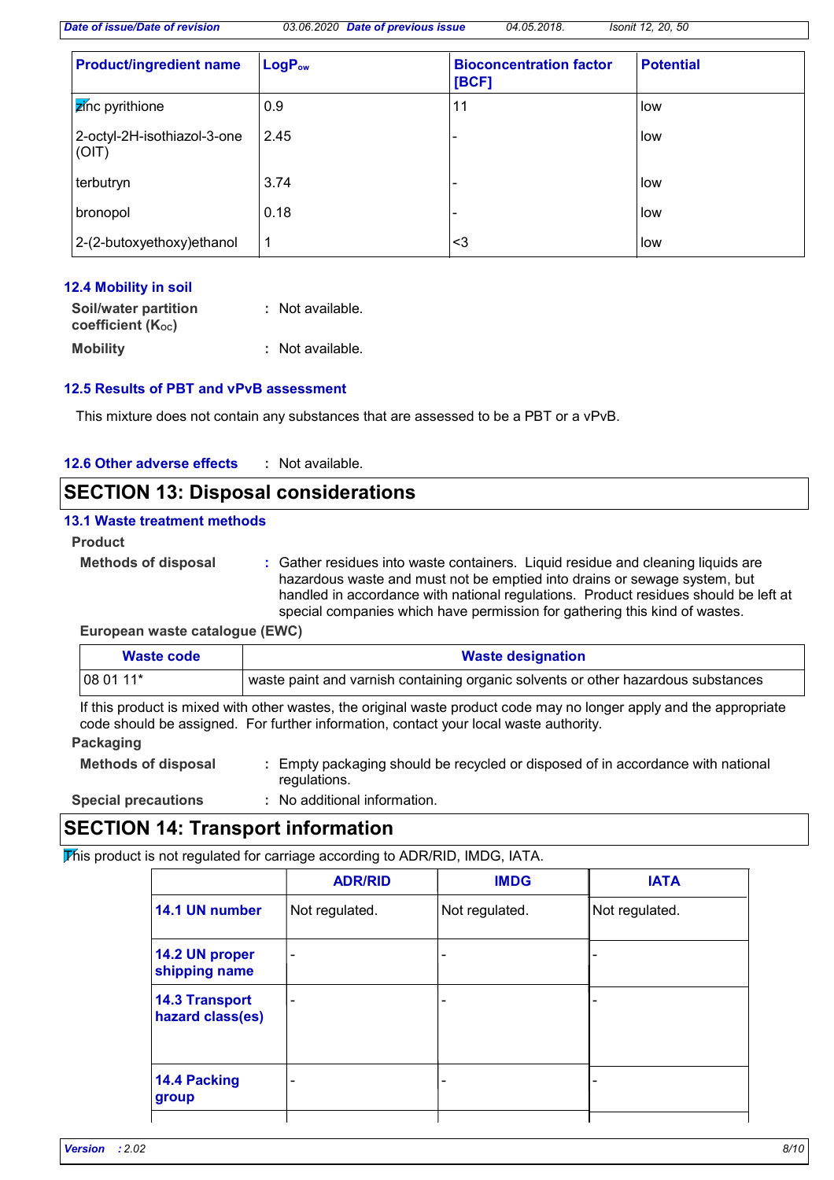| Product/ingredient name | $LogP_{ow}$ | Bioconcentration factor [BCF] | Potential |
|---|---|---|---|
| zinc pyrithione | 0.9 | 11 | low |
| 2-octyl-2H-isothiazol-3-one (OIT) | 2.45 | - | low |
| terbutryn | 3.74 | - | low |
| bronopol | 0.18 | - | low |
| 2-(2-butoxyethoxy)ethanol | 1 | <3 | low |

### 12.4 Mobility in soil

**Soil/water partition coefficient ($K_{OC}$)** : Not available.

**Mobility** : Not available.

### 12.5 Results of PBT and vPvB assessment

This mixture does not contain any substances that are assessed to be a PBT or a vPvB.

### 12.6 Other adverse effects : Not available.

## SECTION 13: Disposal considerations

### 13.1 Waste treatment methods

**Product**

**Methods of disposal** : Gather residues into waste containers. Liquid residue and cleaning liquids are hazardous waste and must not be emptied into drains or sewage system, but handled in accordance with national regulations. Product residues should be left at special companies which have permission for gathering this kind of wastes.

**European waste catalogue (EWC)**

| Waste code | Waste designation |
|---|---|
| 08 01 11* | waste paint and varnish containing organic solvents or other hazardous substances |

If this product is mixed with other wastes, the original waste product code may no longer apply and the appropriate code should be assigned. For further information, contact your local waste authority.

**Packaging**

**Methods of disposal** : Empty packaging should be recycled or disposed of in accordance with national regulations.

**Special precautions** : No additional information.

## SECTION 14: Transport information

This product is not regulated for carriage according to ADR/RID, IMDG, IATA.

| | ADR/RID | IMDG | IATA |
|---|---|---|---|
| **14.1 UN number** | Not regulated. | Not regulated. | Not regulated. |
| **14.2 UN proper shipping name** | - | - | - |
| **14.3 Transport hazard class(es)** | - | - | - |
| **14.4 Packing group** | - | - | - |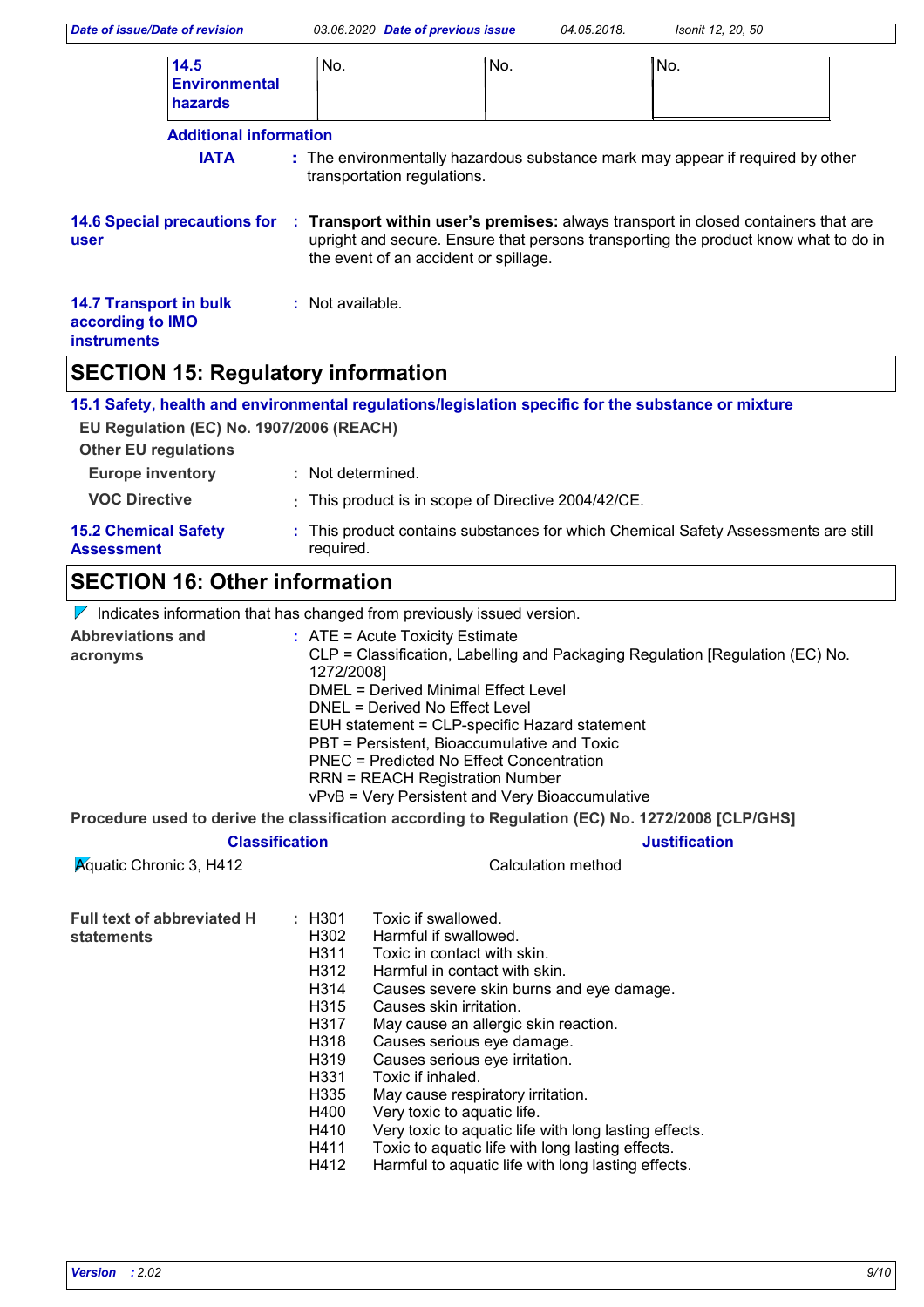| **14.5 Environmental hazards** | No. | No. | No. |
|---|---|---|---|

**Additional information**

**IATA** : The environmentally hazardous substance mark may appear if required by other transportation regulations.

**14.6 Special precautions for user** : **Transport within user's premises:** always transport in closed containers that are upright and secure. Ensure that persons transporting the product know what to do in the event of an accident or spillage.

**14.7 Transport in bulk according to IMO instruments** : Not available.

## SECTION 15: Regulatory information

**15.1 Safety, health and environmental regulations/legislation specific for the substance or mixture**

**EU Regulation (EC) No. 1907/2006 (REACH)**

**Other EU regulations**

**Europe inventory** : Not determined.

**VOC Directive** : This product is in scope of Directive 2004/42/CE.

**15.2 Chemical Safety Assessment** : This product contains substances for which Chemical Safety Assessments are still required.

## SECTION 16: Other information

Indicates information that has changed from previously issued version.

**Abbreviations and acronyms** :
ATE = Acute Toxicity Estimate
CLP = Classification, Labelling and Packaging Regulation [Regulation (EC) No. 1272/2008]
DMEL = Derived Minimal Effect Level
DNEL = Derived No Effect Level
EUH statement = CLP-specific Hazard statement
PBT = Persistent, Bioaccumulative and Toxic
PNEC = Predicted No Effect Concentration
RRN = REACH Registration Number
vPvB = Very Persistent and Very Bioaccumulative

**Procedure used to derive the classification according to Regulation (EC) No. 1272/2008 [CLP/GHS]**

| Classification | Justification |
|---|---|
| Aquatic Chronic 3, H412 | Calculation method |

**Full text of abbreviated H statements** :

| | |
|---|---|
| H301 | Toxic if swallowed. |
| H302 | Harmful if swallowed. |
| H311 | Toxic in contact with skin. |
| H312 | Harmful in contact with skin. |
| H314 | Causes severe skin burns and eye damage. |
| H315 | Causes skin irritation. |
| H317 | May cause an allergic skin reaction. |
| H318 | Causes serious eye damage. |
| H319 | Causes serious eye irritation. |
| H331 | Toxic if inhaled. |
| H335 | May cause respiratory irritation. |
| H400 | Very toxic to aquatic life. |
| H410 | Very toxic to aquatic life with long lasting effects. |
| H411 | Toxic to aquatic life with long lasting effects. |
| H412 | Harmful to aquatic life with long lasting effects. |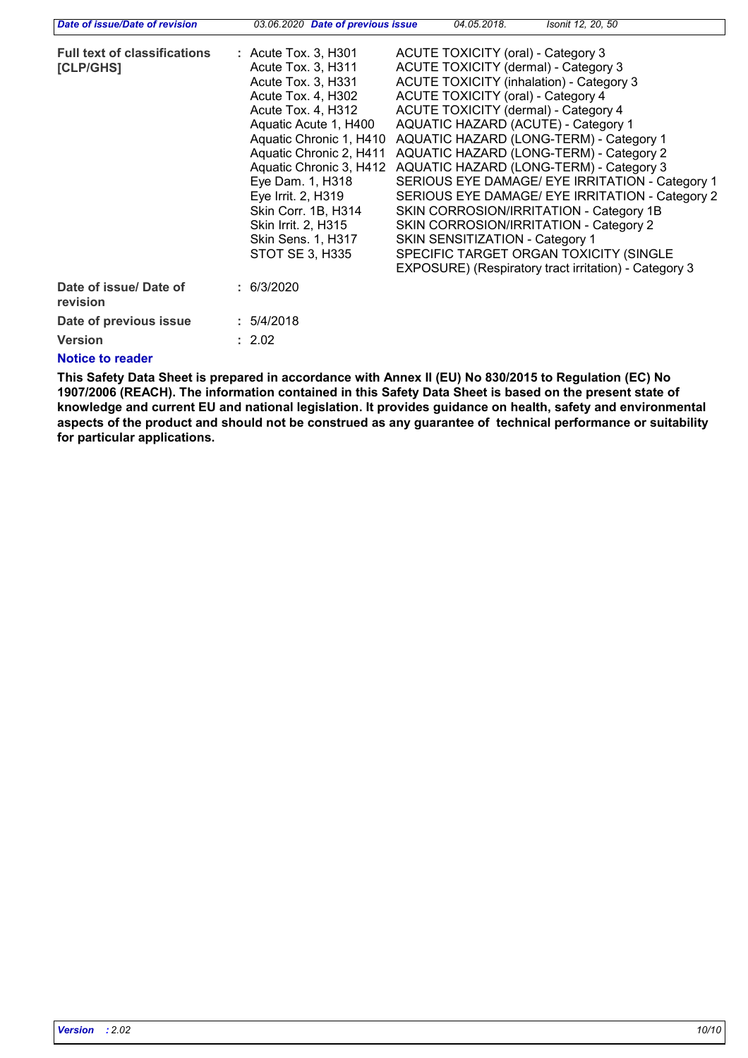| | | |
|---|---|---|
| **Full text of classifications [CLP/GHS]** | Acute Tox. 3, H301 | ACUTE TOXICITY (oral) - Category 3 |
| | Acute Tox. 3, H311 | ACUTE TOXICITY (dermal) - Category 3 |
| | Acute Tox. 3, H331 | ACUTE TOXICITY (inhalation) - Category 3 |
| | Acute Tox. 4, H302 | ACUTE TOXICITY (oral) - Category 4 |
| | Acute Tox. 4, H312 | ACUTE TOXICITY (dermal) - Category 4 |
| | Aquatic Acute 1, H400 | AQUATIC HAZARD (ACUTE) - Category 1 |
| | Aquatic Chronic 1, H410 | AQUATIC HAZARD (LONG-TERM) - Category 1 |
| | Aquatic Chronic 2, H411 | AQUATIC HAZARD (LONG-TERM) - Category 2 |
| | Aquatic Chronic 3, H412 | AQUATIC HAZARD (LONG-TERM) - Category 3 |
| | Eye Dam. 1, H318 | SERIOUS EYE DAMAGE/ EYE IRRITATION - Category 1 |
| | Eye Irrit. 2, H319 | SERIOUS EYE DAMAGE/ EYE IRRITATION - Category 2 |
| | Skin Corr. 1B, H314 | SKIN CORROSION/IRRITATION - Category 1B |
| | Skin Irrit. 2, H315 | SKIN CORROSION/IRRITATION - Category 2 |
| | Skin Sens. 1, H317 | SKIN SENSITIZATION - Category 1 |
| | STOT SE 3, H335 | SPECIFIC TARGET ORGAN TOXICITY (SINGLE EXPOSURE) (Respiratory tract irritation) - Category 3 |

**Date of issue/ Date of revision** : 6/3/2020

**Date of previous issue** : 5/4/2018

**Version** : 2.02

**Notice to reader**

**This Safety Data Sheet is prepared in accordance with Annex II (EU) No 830/2015 to Regulation (EC) No 1907/2006 (REACH). The information contained in this Safety Data Sheet is based on the present state of knowledge and current EU and national legislation. It provides guidance on health, safety and environmental aspects of the product and should not be construed as any guarantee of technical performance or suitability for particular applications.**